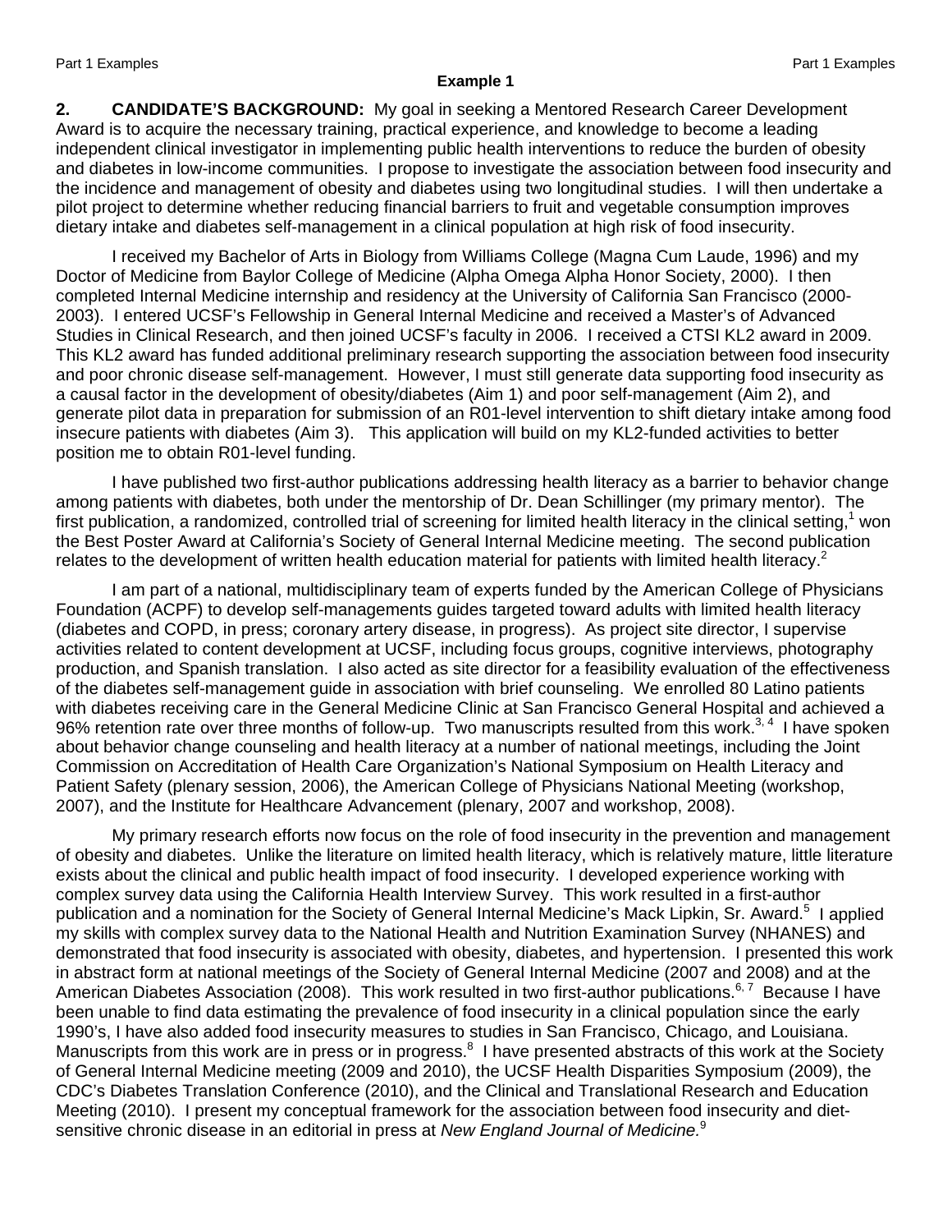**Example 1**

**2. CANDIDATE'S BACKGROUND:** My goal in seeking a Mentored Research Career Development Award is to acquire the necessary training, practical experience, and knowledge to become a leading independent clinical investigator in implementing public health interventions to reduce the burden of obesity and diabetes in low-income communities. I propose to investigate the association between food insecurity and the incidence and management of obesity and diabetes using two longitudinal studies. I will then undertake a pilot project to determine whether reducing financial barriers to fruit and vegetable consumption improves dietary intake and diabetes self-management in a clinical population at high risk of food insecurity.

I received my Bachelor of Arts in Biology from Williams College (Magna Cum Laude, 1996) and my Doctor of Medicine from Baylor College of Medicine (Alpha Omega Alpha Honor Society, 2000). I then completed Internal Medicine internship and residency at the University of California San Francisco (2000-2003). I entered UCSF's Fellowship in General Internal Medicine and received a Master's of Advanced Studies in Clinical Research, and then joined UCSF's faculty in 2006. I received a CTSI KL2 award in 2009. This KL2 award has funded additional preliminary research supporting the association between food insecurity and poor chronic disease self-management. However, I must still generate data supporting food insecurity as a causal factor in the development of obesity/diabetes (Aim 1) and poor self-management (Aim 2), and generate pilot data in preparation for submission of an R01-level intervention to shift dietary intake among food insecure patients with diabetes (Aim 3). This application will build on my KL2-funded activities to better position me to obtain R01-level funding.

I have published two first-author publications addressing health literacy as a barrier to behavior change among patients with diabetes, both under the mentorship of Dr. Dean Schillinger (my primary mentor). The first publication, a randomized, controlled trial of screening for limited health literacy in the clinical setting,[1] won the Best Poster Award at California's Society of General Internal Medicine meeting. The second publication relates to the development of written health education material for patients with limited health literacy.[2]

I am part of a national, multidisciplinary team of experts funded by the American College of Physicians Foundation (ACPF) to develop self-managements guides targeted toward adults with limited health literacy (diabetes and COPD, in press; coronary artery disease, in progress). As project site director, I supervise activities related to content development at UCSF, including focus groups, cognitive interviews, photography production, and Spanish translation. I also acted as site director for a feasibility evaluation of the effectiveness of the diabetes self-management guide in association with brief counseling. We enrolled 80 Latino patients with diabetes receiving care in the General Medicine Clinic at San Francisco General Hospital and achieved a 96% retention rate over three months of follow-up. Two manuscripts resulted from this work.[3, 4] I have spoken about behavior change counseling and health literacy at a number of national meetings, including the Joint Commission on Accreditation of Health Care Organization's National Symposium on Health Literacy and Patient Safety (plenary session, 2006), the American College of Physicians National Meeting (workshop, 2007), and the Institute for Healthcare Advancement (plenary, 2007 and workshop, 2008).

My primary research efforts now focus on the role of food insecurity in the prevention and management of obesity and diabetes. Unlike the literature on limited health literacy, which is relatively mature, little literature exists about the clinical and public health impact of food insecurity. I developed experience working with complex survey data using the California Health Interview Survey. This work resulted in a first-author publication and a nomination for the Society of General Internal Medicine's Mack Lipkin, Sr. Award.[5] I applied my skills with complex survey data to the National Health and Nutrition Examination Survey (NHANES) and demonstrated that food insecurity is associated with obesity, diabetes, and hypertension. I presented this work in abstract form at national meetings of the Society of General Internal Medicine (2007 and 2008) and at the American Diabetes Association (2008). This work resulted in two first-author publications.[6, 7] Because I have been unable to find data estimating the prevalence of food insecurity in a clinical population since the early 1990's, I have also added food insecurity measures to studies in San Francisco, Chicago, and Louisiana. Manuscripts from this work are in press or in progress.[8] I have presented abstracts of this work at the Society of General Internal Medicine meeting (2009 and 2010), the UCSF Health Disparities Symposium (2009), the CDC's Diabetes Translation Conference (2010), and the Clinical and Translational Research and Education Meeting (2010). I present my conceptual framework for the association between food insecurity and diet-sensitive chronic disease in an editorial in press at *New England Journal of Medicine.*[9]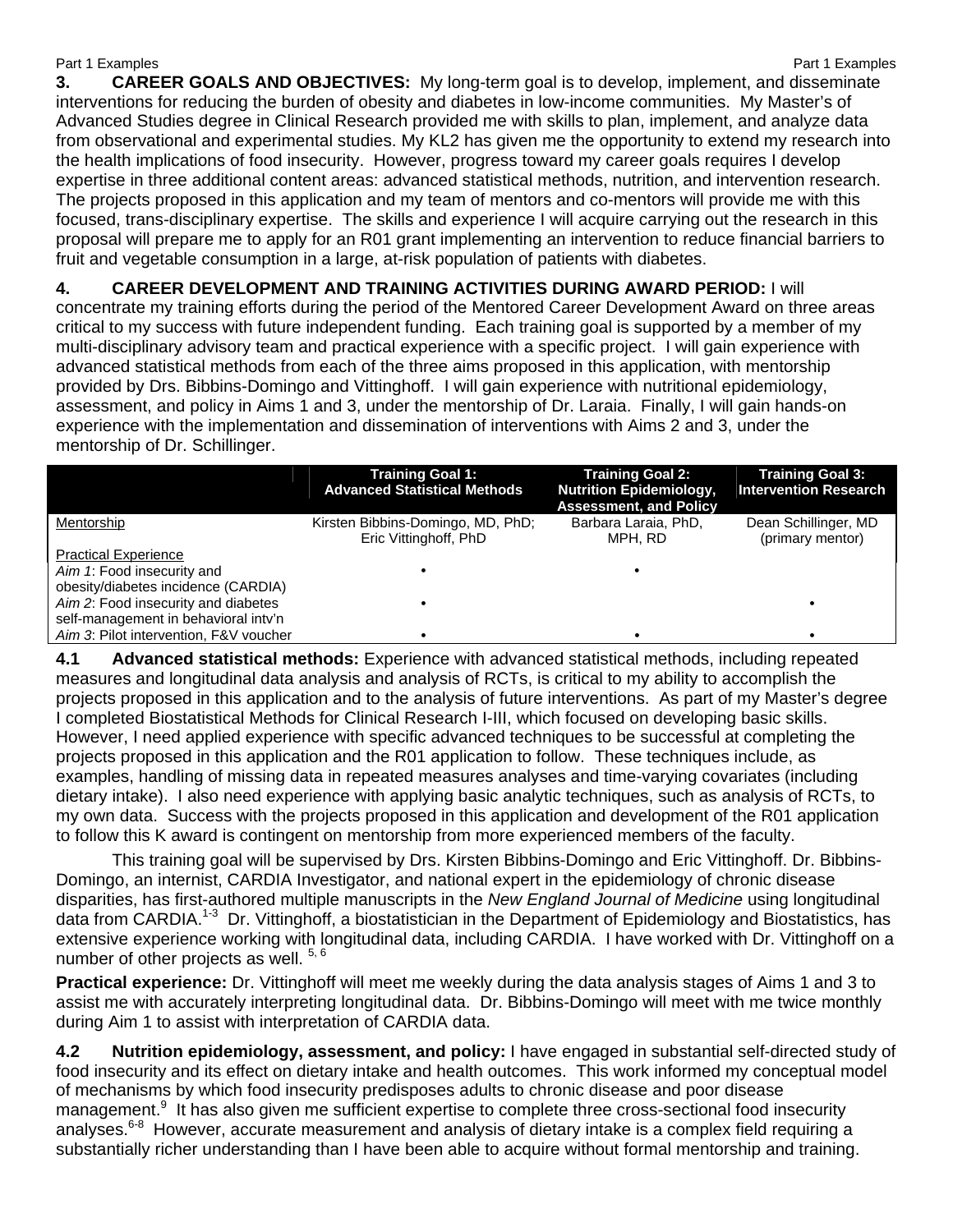**3. CAREER GOALS AND OBJECTIVES:** My long-term goal is to develop, implement, and disseminate interventions for reducing the burden of obesity and diabetes in low-income communities. My Master's of Advanced Studies degree in Clinical Research provided me with skills to plan, implement, and analyze data from observational and experimental studies. My KL2 has given me the opportunity to extend my research into the health implications of food insecurity. However, progress toward my career goals requires I develop expertise in three additional content areas: advanced statistical methods, nutrition, and intervention research. The projects proposed in this application and my team of mentors and co-mentors will provide me with this focused, trans-disciplinary expertise. The skills and experience I will acquire carrying out the research in this proposal will prepare me to apply for an R01 grant implementing an intervention to reduce financial barriers to fruit and vegetable consumption in a large, at-risk population of patients with diabetes.

**4. CAREER DEVELOPMENT AND TRAINING ACTIVITIES DURING AWARD PERIOD:** I will concentrate my training efforts during the period of the Mentored Career Development Award on three areas critical to my success with future independent funding. Each training goal is supported by a member of my multi-disciplinary advisory team and practical experience with a specific project. I will gain experience with advanced statistical methods from each of the three aims proposed in this application, with mentorship provided by Drs. Bibbins-Domingo and Vittinghoff. I will gain experience with nutritional epidemiology, assessment, and policy in Aims 1 and 3, under the mentorship of Dr. Laraia. Finally, I will gain hands-on experience with the implementation and dissemination of interventions with Aims 2 and 3, under the mentorship of Dr. Schillinger.

| | **Training Goal 1: Advanced Statistical Methods** | **Training Goal 2: Nutrition Epidemiology, Assessment, and Policy** | **Training Goal 3: Intervention Research** |
|---|---|---|---|
| Mentorship | Kirsten Bibbins-Domingo, MD, PhD; Eric Vittinghoff, PhD | Barbara Laraia, PhD, MPH, RD | Dean Schillinger, MD (primary mentor) |
| Practical Experience | | | |
| *Aim 1*: Food insecurity and obesity/diabetes incidence (CARDIA) | • | • | |
| *Aim 2*: Food insecurity and diabetes self-management in behavioral intv'n | • | | • |
| *Aim 3*: Pilot intervention, F&V voucher | • | • | • |

**4.1 Advanced statistical methods:** Experience with advanced statistical methods, including repeated measures and longitudinal data analysis and analysis of RCTs, is critical to my ability to accomplish the projects proposed in this application and to the analysis of future interventions. As part of my Master's degree I completed Biostatistical Methods for Clinical Research I-III, which focused on developing basic skills. However, I need applied experience with specific advanced techniques to be successful at completing the projects proposed in this application and the R01 application to follow. These techniques include, as examples, handling of missing data in repeated measures analyses and time-varying covariates (including dietary intake). I also need experience with applying basic analytic techniques, such as analysis of RCTs, to my own data. Success with the projects proposed in this application and development of the R01 application to follow this K award is contingent on mentorship from more experienced members of the faculty.

This training goal will be supervised by Drs. Kirsten Bibbins-Domingo and Eric Vittinghoff. Dr. Bibbins-Domingo, an internist, CARDIA Investigator, and national expert in the epidemiology of chronic disease disparities, has first-authored multiple manuscripts in the *New England Journal of Medicine* using longitudinal data from CARDIA.[1-3] Dr. Vittinghoff, a biostatistician in the Department of Epidemiology and Biostatistics, has extensive experience working with longitudinal data, including CARDIA. I have worked with Dr. Vittinghoff on a number of other projects as well.[5, 6]

**Practical experience:** Dr. Vittinghoff will meet me weekly during the data analysis stages of Aims 1 and 3 to assist me with accurately interpreting longitudinal data. Dr. Bibbins-Domingo will meet with me twice monthly during Aim 1 to assist with interpretation of CARDIA data.

**4.2 Nutrition epidemiology, assessment, and policy:** I have engaged in substantial self-directed study of food insecurity and its effect on dietary intake and health outcomes. This work informed my conceptual model of mechanisms by which food insecurity predisposes adults to chronic disease and poor disease management.[9] It has also given me sufficient expertise to complete three cross-sectional food insecurity analyses.[6-8] However, accurate measurement and analysis of dietary intake is a complex field requiring a substantially richer understanding than I have been able to acquire without formal mentorship and training.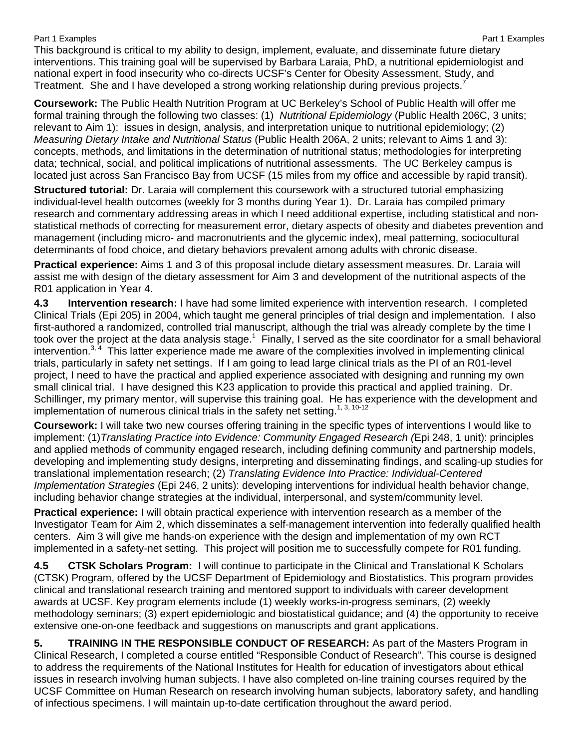This background is critical to my ability to design, implement, evaluate, and disseminate future dietary interventions. This training goal will be supervised by Barbara Laraia, PhD, a nutritional epidemiologist and national expert in food insecurity who co-directs UCSF's Center for Obesity Assessment, Study, and Treatment. She and I have developed a strong working relationship during previous projects.[7]

**Coursework:** The Public Health Nutrition Program at UC Berkeley's School of Public Health will offer me formal training through the following two classes: (1) *Nutritional Epidemiology* (Public Health 206C, 3 units; relevant to Aim 1): issues in design, analysis, and interpretation unique to nutritional epidemiology; (2) *Measuring Dietary Intake and Nutritional Status* (Public Health 206A, 2 units; relevant to Aims 1 and 3): concepts, methods, and limitations in the determination of nutritional status; methodologies for interpreting data; technical, social, and political implications of nutritional assessments. The UC Berkeley campus is located just across San Francisco Bay from UCSF (15 miles from my office and accessible by rapid transit).

**Structured tutorial:** Dr. Laraia will complement this coursework with a structured tutorial emphasizing individual-level health outcomes (weekly for 3 months during Year 1). Dr. Laraia has compiled primary research and commentary addressing areas in which I need additional expertise, including statistical and non-statistical methods of correcting for measurement error, dietary aspects of obesity and diabetes prevention and management (including micro- and macronutrients and the glycemic index), meal patterning, sociocultural determinants of food choice, and dietary behaviors prevalent among adults with chronic disease.

**Practical experience:** Aims 1 and 3 of this proposal include dietary assessment measures. Dr. Laraia will assist me with design of the dietary assessment for Aim 3 and development of the nutritional aspects of the R01 application in Year 4.

**4.3 Intervention research:** I have had some limited experience with intervention research. I completed Clinical Trials (Epi 205) in 2004, which taught me general principles of trial design and implementation. I also first-authored a randomized, controlled trial manuscript, although the trial was already complete by the time I took over the project at the data analysis stage.[1] Finally, I served as the site coordinator for a small behavioral intervention.[3, 4] This latter experience made me aware of the complexities involved in implementing clinical trials, particularly in safety net settings. If I am going to lead large clinical trials as the PI of an R01-level project, I need to have the practical and applied experience associated with designing and running my own small clinical trial. I have designed this K23 application to provide this practical and applied training. Dr. Schillinger, my primary mentor, will supervise this training goal. He has experience with the development and implementation of numerous clinical trials in the safety net setting.[1, 3, 10-12]

**Coursework:** I will take two new courses offering training in the specific types of interventions I would like to implement: (1)*Translating Practice into Evidence: Community Engaged Research (*Epi 248, 1 unit): principles and applied methods of community engaged research, including defining community and partnership models, developing and implementing study designs, interpreting and disseminating findings, and scaling-up studies for translational implementation research; (2) *Translating Evidence Into Practice: Individual-Centered Implementation Strategies* (Epi 246, 2 units): developing interventions for individual health behavior change, including behavior change strategies at the individual, interpersonal, and system/community level.

**Practical experience:** I will obtain practical experience with intervention research as a member of the Investigator Team for Aim 2, which disseminates a self-management intervention into federally qualified health centers. Aim 3 will give me hands-on experience with the design and implementation of my own RCT implemented in a safety-net setting. This project will position me to successfully compete for R01 funding.

**4.5 CTSK Scholars Program:** I will continue to participate in the Clinical and Translational K Scholars (CTSK) Program, offered by the UCSF Department of Epidemiology and Biostatistics. This program provides clinical and translational research training and mentored support to individuals with career development awards at UCSF. Key program elements include (1) weekly works-in-progress seminars, (2) weekly methodology seminars; (3) expert epidemiologic and biostatistical guidance; and (4) the opportunity to receive extensive one-on-one feedback and suggestions on manuscripts and grant applications.

**5. TRAINING IN THE RESPONSIBLE CONDUCT OF RESEARCH:** As part of the Masters Program in Clinical Research, I completed a course entitled "Responsible Conduct of Research". This course is designed to address the requirements of the National Institutes for Health for education of investigators about ethical issues in research involving human subjects. I have also completed on-line training courses required by the UCSF Committee on Human Research on research involving human subjects, laboratory safety, and handling of infectious specimens. I will maintain up-to-date certification throughout the award period.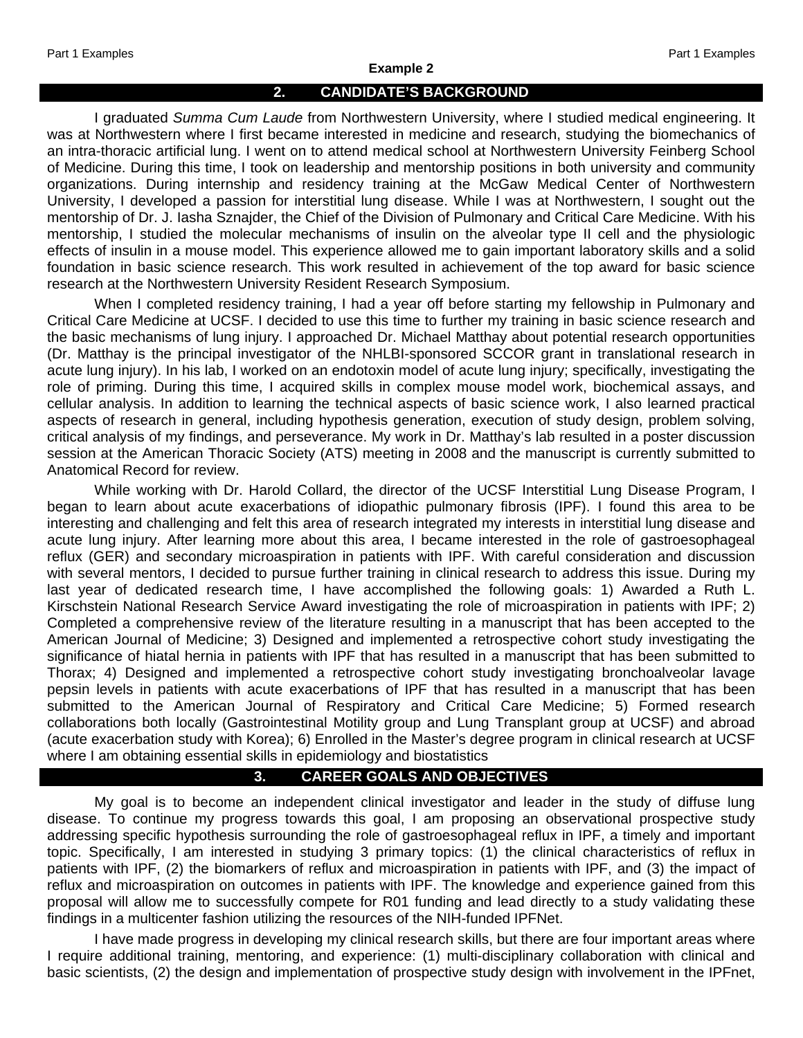**Example 2**

## 2. CANDIDATE'S BACKGROUND

I graduated *Summa Cum Laude* from Northwestern University, where I studied medical engineering. It was at Northwestern where I first became interested in medicine and research, studying the biomechanics of an intra-thoracic artificial lung. I went on to attend medical school at Northwestern University Feinberg School of Medicine. During this time, I took on leadership and mentorship positions in both university and community organizations. During internship and residency training at the McGaw Medical Center of Northwestern University, I developed a passion for interstitial lung disease. While I was at Northwestern, I sought out the mentorship of Dr. J. Iasha Sznajder, the Chief of the Division of Pulmonary and Critical Care Medicine. With his mentorship, I studied the molecular mechanisms of insulin on the alveolar type II cell and the physiologic effects of insulin in a mouse model. This experience allowed me to gain important laboratory skills and a solid foundation in basic science research. This work resulted in achievement of the top award for basic science research at the Northwestern University Resident Research Symposium.

When I completed residency training, I had a year off before starting my fellowship in Pulmonary and Critical Care Medicine at UCSF. I decided to use this time to further my training in basic science research and the basic mechanisms of lung injury. I approached Dr. Michael Matthay about potential research opportunities (Dr. Matthay is the principal investigator of the NHLBI-sponsored SCCOR grant in translational research in acute lung injury). In his lab, I worked on an endotoxin model of acute lung injury; specifically, investigating the role of priming. During this time, I acquired skills in complex mouse model work, biochemical assays, and cellular analysis. In addition to learning the technical aspects of basic science work, I also learned practical aspects of research in general, including hypothesis generation, execution of study design, problem solving, critical analysis of my findings, and perseverance. My work in Dr. Matthay's lab resulted in a poster discussion session at the American Thoracic Society (ATS) meeting in 2008 and the manuscript is currently submitted to Anatomical Record for review.

While working with Dr. Harold Collard, the director of the UCSF Interstitial Lung Disease Program, I began to learn about acute exacerbations of idiopathic pulmonary fibrosis (IPF). I found this area to be interesting and challenging and felt this area of research integrated my interests in interstitial lung disease and acute lung injury. After learning more about this area, I became interested in the role of gastroesophageal reflux (GER) and secondary microaspiration in patients with IPF. With careful consideration and discussion with several mentors, I decided to pursue further training in clinical research to address this issue. During my last year of dedicated research time, I have accomplished the following goals: 1) Awarded a Ruth L. Kirschstein National Research Service Award investigating the role of microaspiration in patients with IPF; 2) Completed a comprehensive review of the literature resulting in a manuscript that has been accepted to the American Journal of Medicine; 3) Designed and implemented a retrospective cohort study investigating the significance of hiatal hernia in patients with IPF that has resulted in a manuscript that has been submitted to Thorax; 4) Designed and implemented a retrospective cohort study investigating bronchoalveolar lavage pepsin levels in patients with acute exacerbations of IPF that has resulted in a manuscript that has been submitted to the American Journal of Respiratory and Critical Care Medicine; 5) Formed research collaborations both locally (Gastrointestinal Motility group and Lung Transplant group at UCSF) and abroad (acute exacerbation study with Korea); 6) Enrolled in the Master's degree program in clinical research at UCSF where I am obtaining essential skills in epidemiology and biostatistics

## 3. CAREER GOALS AND OBJECTIVES

My goal is to become an independent clinical investigator and leader in the study of diffuse lung disease. To continue my progress towards this goal, I am proposing an observational prospective study addressing specific hypothesis surrounding the role of gastroesophageal reflux in IPF, a timely and important topic. Specifically, I am interested in studying 3 primary topics: (1) the clinical characteristics of reflux in patients with IPF, (2) the biomarkers of reflux and microaspiration in patients with IPF, and (3) the impact of reflux and microaspiration on outcomes in patients with IPF. The knowledge and experience gained from this proposal will allow me to successfully compete for R01 funding and lead directly to a study validating these findings in a multicenter fashion utilizing the resources of the NIH-funded IPFNet.

I have made progress in developing my clinical research skills, but there are four important areas where I require additional training, mentoring, and experience: (1) multi-disciplinary collaboration with clinical and basic scientists, (2) the design and implementation of prospective study design with involvement in the IPFnet,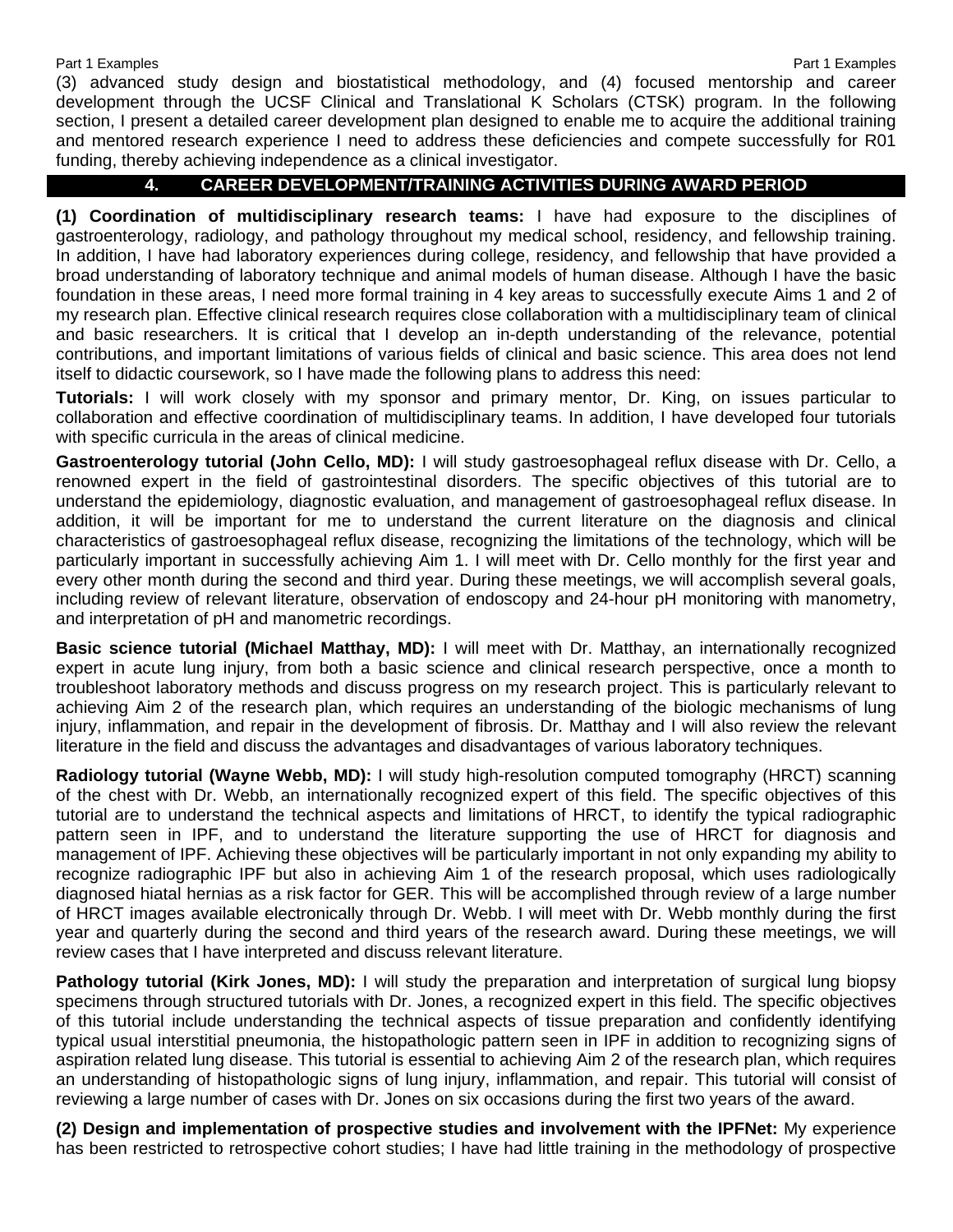(3) advanced study design and biostatistical methodology, and (4) focused mentorship and career development through the UCSF Clinical and Translational K Scholars (CTSK) program. In the following section, I present a detailed career development plan designed to enable me to acquire the additional training and mentored research experience I need to address these deficiencies and compete successfully for R01 funding, thereby achieving independence as a clinical investigator.

## 4. CAREER DEVELOPMENT/TRAINING ACTIVITIES DURING AWARD PERIOD

**(1) Coordination of multidisciplinary research teams:** I have had exposure to the disciplines of gastroenterology, radiology, and pathology throughout my medical school, residency, and fellowship training. In addition, I have had laboratory experiences during college, residency, and fellowship that have provided a broad understanding of laboratory technique and animal models of human disease. Although I have the basic foundation in these areas, I need more formal training in 4 key areas to successfully execute Aims 1 and 2 of my research plan. Effective clinical research requires close collaboration with a multidisciplinary team of clinical and basic researchers. It is critical that I develop an in-depth understanding of the relevance, potential contributions, and important limitations of various fields of clinical and basic science. This area does not lend itself to didactic coursework, so I have made the following plans to address this need:

**Tutorials:** I will work closely with my sponsor and primary mentor, Dr. King, on issues particular to collaboration and effective coordination of multidisciplinary teams. In addition, I have developed four tutorials with specific curricula in the areas of clinical medicine.

**Gastroenterology tutorial (John Cello, MD):** I will study gastroesophageal reflux disease with Dr. Cello, a renowned expert in the field of gastrointestinal disorders. The specific objectives of this tutorial are to understand the epidemiology, diagnostic evaluation, and management of gastroesophageal reflux disease. In addition, it will be important for me to understand the current literature on the diagnosis and clinical characteristics of gastroesophageal reflux disease, recognizing the limitations of the technology, which will be particularly important in successfully achieving Aim 1. I will meet with Dr. Cello monthly for the first year and every other month during the second and third year. During these meetings, we will accomplish several goals, including review of relevant literature, observation of endoscopy and 24-hour pH monitoring with manometry, and interpretation of pH and manometric recordings.

**Basic science tutorial (Michael Matthay, MD):** I will meet with Dr. Matthay, an internationally recognized expert in acute lung injury, from both a basic science and clinical research perspective, once a month to troubleshoot laboratory methods and discuss progress on my research project. This is particularly relevant to achieving Aim 2 of the research plan, which requires an understanding of the biologic mechanisms of lung injury, inflammation, and repair in the development of fibrosis. Dr. Matthay and I will also review the relevant literature in the field and discuss the advantages and disadvantages of various laboratory techniques.

**Radiology tutorial (Wayne Webb, MD):** I will study high-resolution computed tomography (HRCT) scanning of the chest with Dr. Webb, an internationally recognized expert of this field. The specific objectives of this tutorial are to understand the technical aspects and limitations of HRCT, to identify the typical radiographic pattern seen in IPF, and to understand the literature supporting the use of HRCT for diagnosis and management of IPF. Achieving these objectives will be particularly important in not only expanding my ability to recognize radiographic IPF but also in achieving Aim 1 of the research proposal, which uses radiologically diagnosed hiatal hernias as a risk factor for GER. This will be accomplished through review of a large number of HRCT images available electronically through Dr. Webb. I will meet with Dr. Webb monthly during the first year and quarterly during the second and third years of the research award. During these meetings, we will review cases that I have interpreted and discuss relevant literature.

**Pathology tutorial (Kirk Jones, MD):** I will study the preparation and interpretation of surgical lung biopsy specimens through structured tutorials with Dr. Jones, a recognized expert in this field. The specific objectives of this tutorial include understanding the technical aspects of tissue preparation and confidently identifying typical usual interstitial pneumonia, the histopathologic pattern seen in IPF in addition to recognizing signs of aspiration related lung disease. This tutorial is essential to achieving Aim 2 of the research plan, which requires an understanding of histopathologic signs of lung injury, inflammation, and repair. This tutorial will consist of reviewing a large number of cases with Dr. Jones on six occasions during the first two years of the award.

**(2) Design and implementation of prospective studies and involvement with the IPFNet:** My experience has been restricted to retrospective cohort studies; I have had little training in the methodology of prospective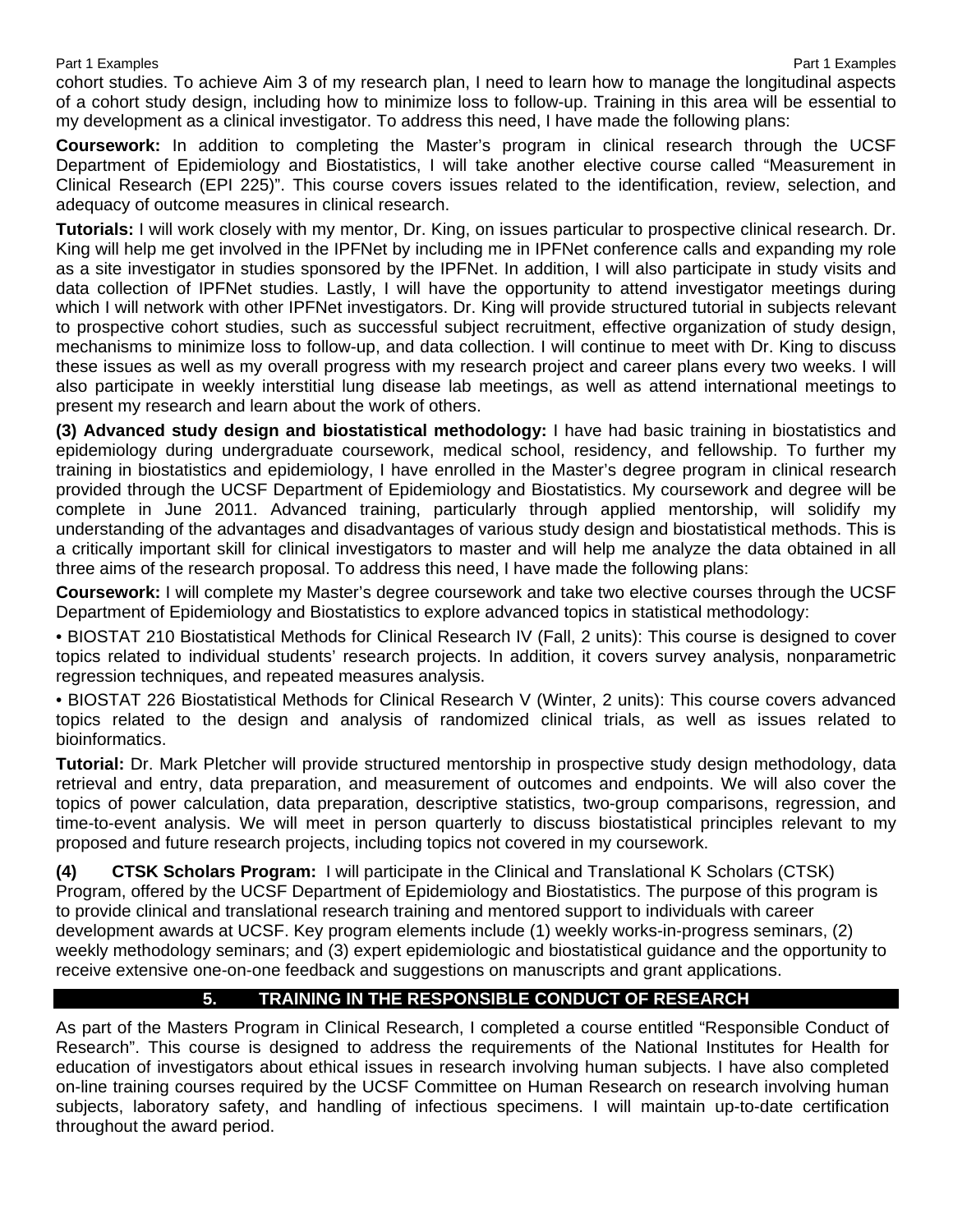cohort studies. To achieve Aim 3 of my research plan, I need to learn how to manage the longitudinal aspects of a cohort study design, including how to minimize loss to follow-up. Training in this area will be essential to my development as a clinical investigator. To address this need, I have made the following plans:

**Coursework:** In addition to completing the Master's program in clinical research through the UCSF Department of Epidemiology and Biostatistics, I will take another elective course called "Measurement in Clinical Research (EPI 225)". This course covers issues related to the identification, review, selection, and adequacy of outcome measures in clinical research.

**Tutorials:** I will work closely with my mentor, Dr. King, on issues particular to prospective clinical research. Dr. King will help me get involved in the IPFNet by including me in IPFNet conference calls and expanding my role as a site investigator in studies sponsored by the IPFNet. In addition, I will also participate in study visits and data collection of IPFNet studies. Lastly, I will have the opportunity to attend investigator meetings during which I will network with other IPFNet investigators. Dr. King will provide structured tutorial in subjects relevant to prospective cohort studies, such as successful subject recruitment, effective organization of study design, mechanisms to minimize loss to follow-up, and data collection. I will continue to meet with Dr. King to discuss these issues as well as my overall progress with my research project and career plans every two weeks. I will also participate in weekly interstitial lung disease lab meetings, as well as attend international meetings to present my research and learn about the work of others.

**(3) Advanced study design and biostatistical methodology:** I have had basic training in biostatistics and epidemiology during undergraduate coursework, medical school, residency, and fellowship. To further my training in biostatistics and epidemiology, I have enrolled in the Master's degree program in clinical research provided through the UCSF Department of Epidemiology and Biostatistics. My coursework and degree will be complete in June 2011. Advanced training, particularly through applied mentorship, will solidify my understanding of the advantages and disadvantages of various study design and biostatistical methods. This is a critically important skill for clinical investigators to master and will help me analyze the data obtained in all three aims of the research proposal. To address this need, I have made the following plans:

**Coursework:** I will complete my Master's degree coursework and take two elective courses through the UCSF Department of Epidemiology and Biostatistics to explore advanced topics in statistical methodology:

- BIOSTAT 210 Biostatistical Methods for Clinical Research IV (Fall, 2 units): This course is designed to cover topics related to individual students' research projects. In addition, it covers survey analysis, nonparametric regression techniques, and repeated measures analysis.
- BIOSTAT 226 Biostatistical Methods for Clinical Research V (Winter, 2 units): This course covers advanced topics related to the design and analysis of randomized clinical trials, as well as issues related to bioinformatics.

**Tutorial:** Dr. Mark Pletcher will provide structured mentorship in prospective study design methodology, data retrieval and entry, data preparation, and measurement of outcomes and endpoints. We will also cover the topics of power calculation, data preparation, descriptive statistics, two-group comparisons, regression, and time-to-event analysis. We will meet in person quarterly to discuss biostatistical principles relevant to my proposed and future research projects, including topics not covered in my coursework.

**(4) CTSK Scholars Program:** I will participate in the Clinical and Translational K Scholars (CTSK) Program, offered by the UCSF Department of Epidemiology and Biostatistics. The purpose of this program is to provide clinical and translational research training and mentored support to individuals with career development awards at UCSF. Key program elements include (1) weekly works-in-progress seminars, (2) weekly methodology seminars; and (3) expert epidemiologic and biostatistical guidance and the opportunity to receive extensive one-on-one feedback and suggestions on manuscripts and grant applications.

## 5. TRAINING IN THE RESPONSIBLE CONDUCT OF RESEARCH

As part of the Masters Program in Clinical Research, I completed a course entitled "Responsible Conduct of Research". This course is designed to address the requirements of the National Institutes for Health for education of investigators about ethical issues in research involving human subjects. I have also completed on-line training courses required by the UCSF Committee on Human Research on research involving human subjects, laboratory safety, and handling of infectious specimens. I will maintain up-to-date certification throughout the award period.